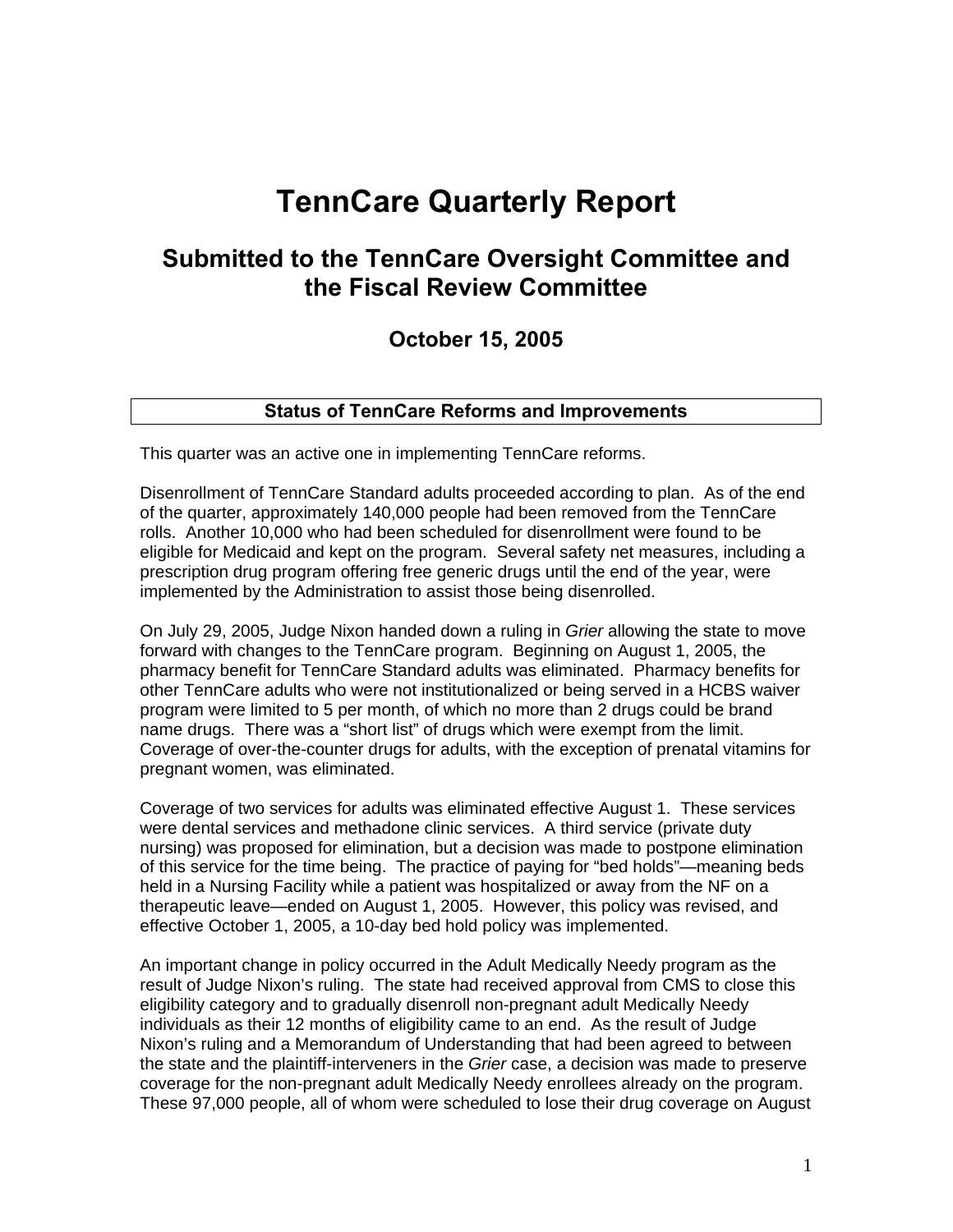# TennCare Quarterly Report

## Submitted to the TennCare Oversight Committee and the Fiscal Review Committee

### October 15, 2005

### Status of TennCare Reforms and Improvements

This quarter was an active one in implementing TennCare reforms.

Disenrollment of TennCare Standard adults proceeded according to plan. As of the end of the quarter, approximately 140,000 people had been removed from the TennCare rolls. Another 10,000 who had been scheduled for disenrollment were found to be eligible for Medicaid and kept on the program. Several safety net measures, including a prescription drug program offering free generic drugs until the end of the year, were implemented by the Administration to assist those being disenrolled.

On July 29, 2005, Judge Nixon handed down a ruling in *Grier* allowing the state to move forward with changes to the TennCare program. Beginning on August 1, 2005, the pharmacy benefit for TennCare Standard adults was eliminated. Pharmacy benefits for other TennCare adults who were not institutionalized or being served in a HCBS waiver program were limited to 5 per month, of which no more than 2 drugs could be brand name drugs. There was a "short list" of drugs which were exempt from the limit. Coverage of over-the-counter drugs for adults, with the exception of prenatal vitamins for pregnant women, was eliminated.

Coverage of two services for adults was eliminated effective August 1. These services were dental services and methadone clinic services. A third service (private duty nursing) was proposed for elimination, but a decision was made to postpone elimination of this service for the time being. The practice of paying for "bed holds"—meaning beds held in a Nursing Facility while a patient was hospitalized or away from the NF on a therapeutic leave—ended on August 1, 2005. However, this policy was revised, and effective October 1, 2005, a 10-day bed hold policy was implemented.

An important change in policy occurred in the Adult Medically Needy program as the result of Judge Nixon's ruling. The state had received approval from CMS to close this eligibility category and to gradually disenroll non-pregnant adult Medically Needy individuals as their 12 months of eligibility came to an end. As the result of Judge Nixon's ruling and a Memorandum of Understanding that had been agreed to between the state and the plaintiff-interveners in the *Grier* case, a decision was made to preserve coverage for the non-pregnant adult Medically Needy enrollees already on the program. These 97,000 people, all of whom were scheduled to lose their drug coverage on August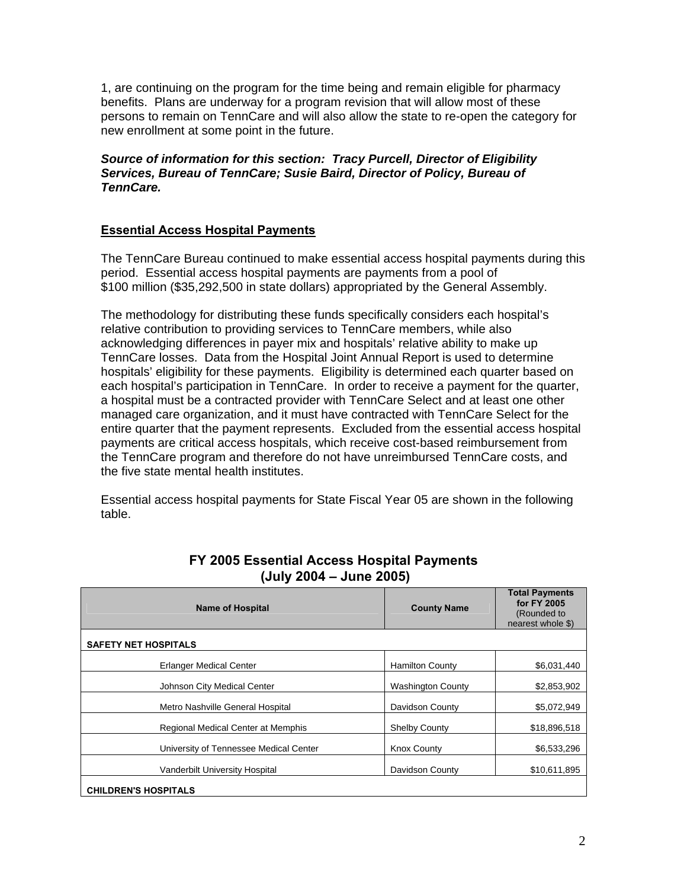1, are continuing on the program for the time being and remain eligible for pharmacy benefits. Plans are underway for a program revision that will allow most of these persons to remain on TennCare and will also allow the state to re-open the category for new enrollment at some point in the future.

***Source of information for this section: Tracy Purcell, Director of Eligibility Services, Bureau of TennCare; Susie Baird, Director of Policy, Bureau of TennCare.***

## Essential Access Hospital Payments

The TennCare Bureau continued to make essential access hospital payments during this period. Essential access hospital payments are payments from a pool of $100 million ($35,292,500 in state dollars) appropriated by the General Assembly.

The methodology for distributing these funds specifically considers each hospital's relative contribution to providing services to TennCare members, while also acknowledging differences in payer mix and hospitals' relative ability to make up TennCare losses. Data from the Hospital Joint Annual Report is used to determine hospitals' eligibility for these payments. Eligibility is determined each quarter based on each hospital's participation in TennCare. In order to receive a payment for the quarter, a hospital must be a contracted provider with TennCare Select and at least one other managed care organization, and it must have contracted with TennCare Select for the entire quarter that the payment represents. Excluded from the essential access hospital payments are critical access hospitals, which receive cost-based reimbursement from the TennCare program and therefore do not have unreimbursed TennCare costs, and the five state mental health institutes.

Essential access hospital payments for State Fiscal Year 05 are shown in the following table.

### FY 2005 Essential Access Hospital Payments (July 2004 – June 2005)

| Name of Hospital | County Name | Total Payments for FY 2005 (Rounded to nearest whole $) |
|---|---|---|
| **SAFETY NET HOSPITALS** | | |
| Erlanger Medical Center | Hamilton County | $6,031,440 |
| Johnson City Medical Center | Washington County | $2,853,902 |
| Metro Nashville General Hospital | Davidson County | $5,072,949 |
| Regional Medical Center at Memphis | Shelby County | $18,896,518 |
| University of Tennessee Medical Center | Knox County | $6,533,296 |
| Vanderbilt University Hospital | Davidson County | $10,611,895 |
| **CHILDREN'S HOSPITALS** | | |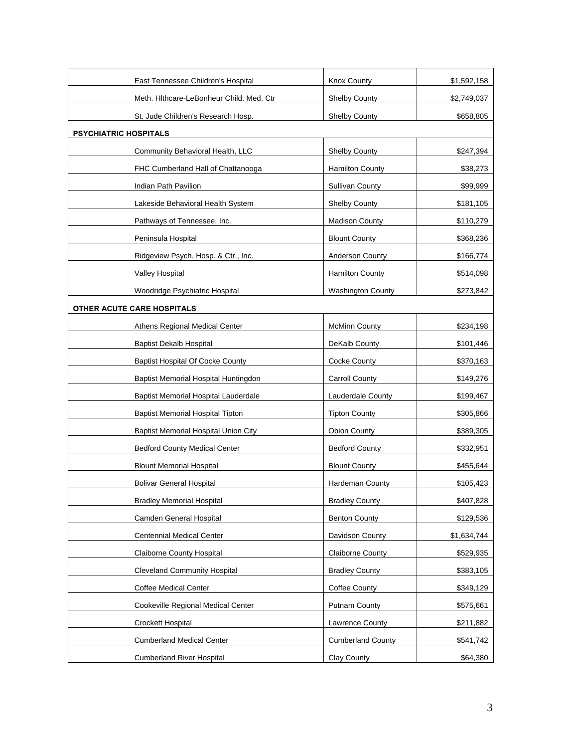| | | |
|---|---|---|
| East Tennessee Children's Hospital | Knox County | $1,592,158 |
| Meth. Hlthcare-LeBonheur Child. Med. Ctr | Shelby County | $2,749,037 |
| St. Jude Children's Research Hosp. | Shelby County | $658,805 |
| **PSYCHIATRIC HOSPITALS** | | |
| Community Behavioral Health, LLC | Shelby County | $247,394 |
| FHC Cumberland Hall of Chattanooga | Hamilton County | $38,273 |
| Indian Path Pavilion | Sullivan County | $99,999 |
| Lakeside Behavioral Health System | Shelby County | $181,105 |
| Pathways of Tennessee, Inc. | Madison County | $110,279 |
| Peninsula Hospital | Blount County | $368,236 |
| Ridgeview Psych. Hosp. & Ctr., Inc. | Anderson County | $166,774 |
| Valley Hospital | Hamilton County | $514,098 |
| Woodridge Psychiatric Hospital | Washington County | $273,842 |
| **OTHER ACUTE CARE HOSPITALS** | | |
| Athens Regional Medical Center | McMinn County | $234,198 |
| Baptist Dekalb Hospital | DeKalb County | $101,446 |
| Baptist Hospital Of Cocke County | Cocke County | $370,163 |
| Baptist Memorial Hospital Huntingdon | Carroll County | $149,276 |
| Baptist Memorial Hospital Lauderdale | Lauderdale County | $199,467 |
| Baptist Memorial Hospital Tipton | Tipton County | $305,866 |
| Baptist Memorial Hospital Union City | Obion County | $389,305 |
| Bedford County Medical Center | Bedford County | $332,951 |
| Blount Memorial Hospital | Blount County | $455,644 |
| Bolivar General Hospital | Hardeman County | $105,423 |
| Bradley Memorial Hospital | Bradley County | $407,828 |
| Camden General Hospital | Benton County | $129,536 |
| Centennial Medical Center | Davidson County | $1,634,744 |
| Claiborne County Hospital | Claiborne County | $529,935 |
| Cleveland Community Hospital | Bradley County | $383,105 |
| Coffee Medical Center | Coffee County | $349,129 |
| Cookeville Regional Medical Center | Putnam County | $575,661 |
| Crockett Hospital | Lawrence County | $211,882 |
| Cumberland Medical Center | Cumberland County | $541,742 |
| Cumberland River Hospital | Clay County | $64,380 |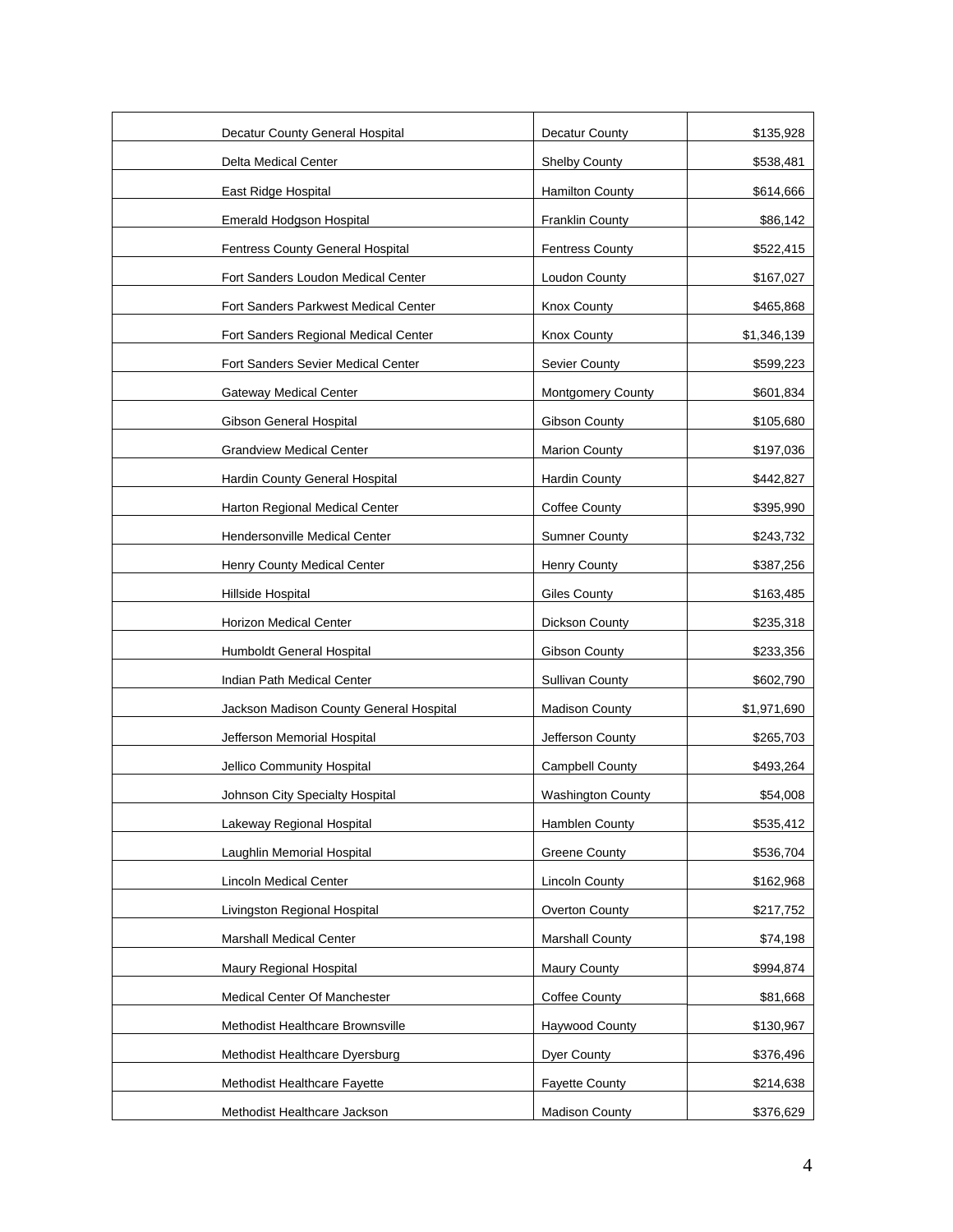| | | |
|---|---|---|
| Decatur County General Hospital | Decatur County | $135,928 |
| Delta Medical Center | Shelby County | $538,481 |
| East Ridge Hospital | Hamilton County | $614,666 |
| Emerald Hodgson Hospital | Franklin County | $86,142 |
| Fentress County General Hospital | Fentress County | $522,415 |
| Fort Sanders Loudon Medical Center | Loudon County | $167,027 |
| Fort Sanders Parkwest Medical Center | Knox County | $465,868 |
| Fort Sanders Regional Medical Center | Knox County | $1,346,139 |
| Fort Sanders Sevier Medical Center | Sevier County | $599,223 |
| Gateway Medical Center | Montgomery County | $601,834 |
| Gibson General Hospital | Gibson County | $105,680 |
| Grandview Medical Center | Marion County | $197,036 |
| Hardin County General Hospital | Hardin County | $442,827 |
| Harton Regional Medical Center | Coffee County | $395,990 |
| Hendersonville Medical Center | Sumner County | $243,732 |
| Henry County Medical Center | Henry County | $387,256 |
| Hillside Hospital | Giles County | $163,485 |
| Horizon Medical Center | Dickson County | $235,318 |
| Humboldt General Hospital | Gibson County | $233,356 |
| Indian Path Medical Center | Sullivan County | $602,790 |
| Jackson Madison County General Hospital | Madison County | $1,971,690 |
| Jefferson Memorial Hospital | Jefferson County | $265,703 |
| Jellico Community Hospital | Campbell County | $493,264 |
| Johnson City Specialty Hospital | Washington County | $54,008 |
| Lakeway Regional Hospital | Hamblen County | $535,412 |
| Laughlin Memorial Hospital | Greene County | $536,704 |
| Lincoln Medical Center | Lincoln County | $162,968 |
| Livingston Regional Hospital | Overton County | $217,752 |
| Marshall Medical Center | Marshall County | $74,198 |
| Maury Regional Hospital | Maury County | $994,874 |
| Medical Center Of Manchester | Coffee County | $81,668 |
| Methodist Healthcare Brownsville | Haywood County | $130,967 |
| Methodist Healthcare Dyersburg | Dyer County | $376,496 |
| Methodist Healthcare Fayette | Fayette County | $214,638 |
| Methodist Healthcare Jackson | Madison County | $376,629 |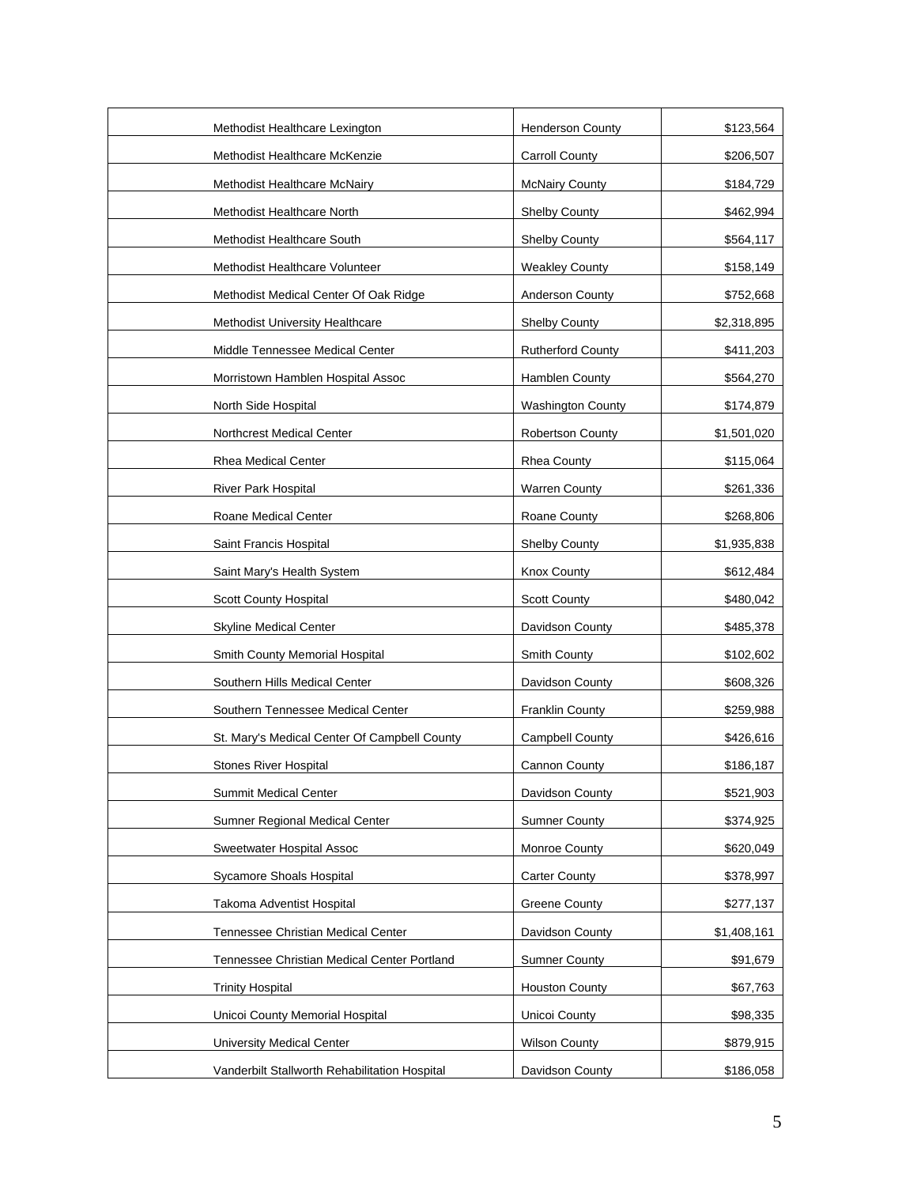| | | |
|---|---|---|
| Methodist Healthcare Lexington | Henderson County | $123,564 |
| Methodist Healthcare McKenzie | Carroll County | $206,507 |
| Methodist Healthcare McNairy | McNairy County | $184,729 |
| Methodist Healthcare North | Shelby County | $462,994 |
| Methodist Healthcare South | Shelby County | $564,117 |
| Methodist Healthcare Volunteer | Weakley County | $158,149 |
| Methodist Medical Center Of Oak Ridge | Anderson County | $752,668 |
| Methodist University Healthcare | Shelby County | $2,318,895 |
| Middle Tennessee Medical Center | Rutherford County | $411,203 |
| Morristown Hamblen Hospital Assoc | Hamblen County | $564,270 |
| North Side Hospital | Washington County | $174,879 |
| Northcrest Medical Center | Robertson County | $1,501,020 |
| Rhea Medical Center | Rhea County | $115,064 |
| River Park Hospital | Warren County | $261,336 |
| Roane Medical Center | Roane County | $268,806 |
| Saint Francis Hospital | Shelby County | $1,935,838 |
| Saint Mary's Health System | Knox County | $612,484 |
| Scott County Hospital | Scott County | $480,042 |
| Skyline Medical Center | Davidson County | $485,378 |
| Smith County Memorial Hospital | Smith County | $102,602 |
| Southern Hills Medical Center | Davidson County | $608,326 |
| Southern Tennessee Medical Center | Franklin County | $259,988 |
| St. Mary's Medical Center Of Campbell County | Campbell County | $426,616 |
| Stones River Hospital | Cannon County | $186,187 |
| Summit Medical Center | Davidson County | $521,903 |
| Sumner Regional Medical Center | Sumner County | $374,925 |
| Sweetwater Hospital Assoc | Monroe County | $620,049 |
| Sycamore Shoals Hospital | Carter County | $378,997 |
| Takoma Adventist Hospital | Greene County | $277,137 |
| Tennessee Christian Medical Center | Davidson County | $1,408,161 |
| Tennessee Christian Medical Center Portland | Sumner County | $91,679 |
| Trinity Hospital | Houston County | $67,763 |
| Unicoi County Memorial Hospital | Unicoi County | $98,335 |
| University Medical Center | Wilson County | $879,915 |
| Vanderbilt Stallworth Rehabilitation Hospital | Davidson County | $186,058 |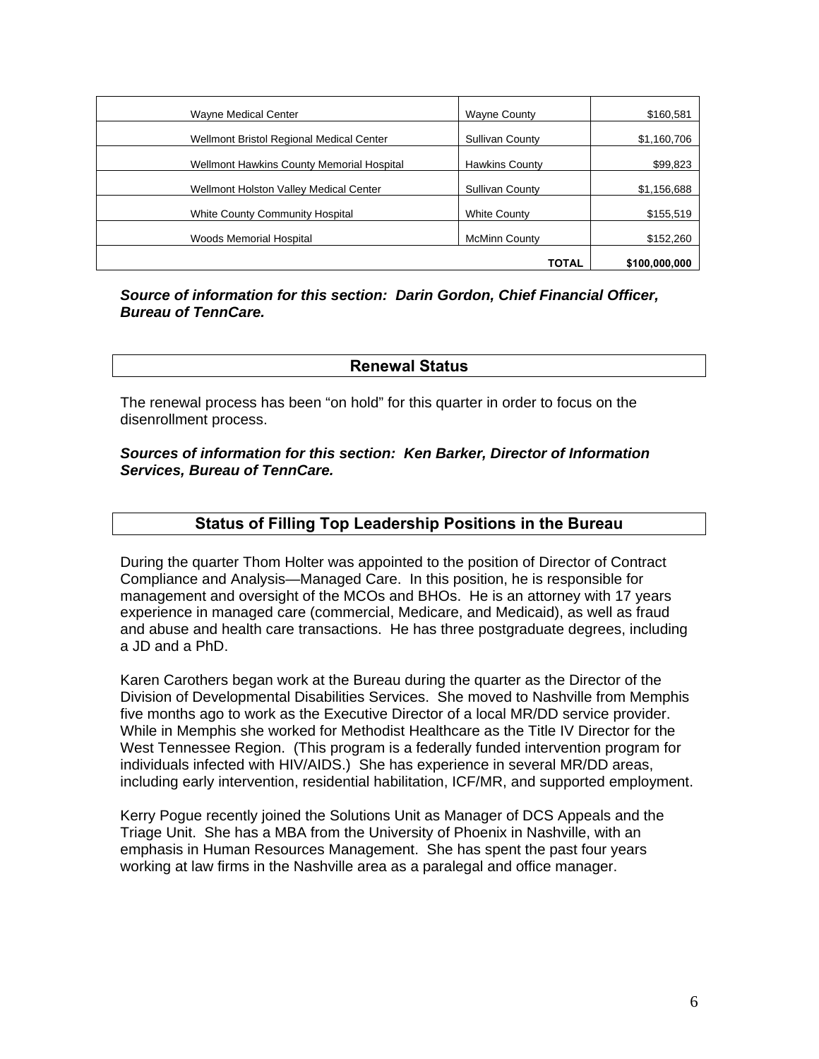| | | |
|---|---|---|
| Wayne Medical Center | Wayne County | $160,581 |
| Wellmont Bristol Regional Medical Center | Sullivan County | $1,160,706 |
| Wellmont Hawkins County Memorial Hospital | Hawkins County | $99,823 |
| Wellmont Holston Valley Medical Center | Sullivan County | $1,156,688 |
| White County Community Hospital | White County | $155,519 |
| Woods Memorial Hospital | McMinn County | $152,260 |
| | **TOTAL** | **$100,000,000** |

***Source of information for this section: Darin Gordon, Chief Financial Officer, Bureau of TennCare.***

## Renewal Status

The renewal process has been "on hold" for this quarter in order to focus on the disenrollment process.

***Sources of information for this section: Ken Barker, Director of Information Services, Bureau of TennCare.***

## Status of Filling Top Leadership Positions in the Bureau

During the quarter Thom Holter was appointed to the position of Director of Contract Compliance and Analysis—Managed Care. In this position, he is responsible for management and oversight of the MCOs and BHOs. He is an attorney with 17 years experience in managed care (commercial, Medicare, and Medicaid), as well as fraud and abuse and health care transactions. He has three postgraduate degrees, including a JD and a PhD.

Karen Carothers began work at the Bureau during the quarter as the Director of the Division of Developmental Disabilities Services. She moved to Nashville from Memphis five months ago to work as the Executive Director of a local MR/DD service provider. While in Memphis she worked for Methodist Healthcare as the Title IV Director for the West Tennessee Region. (This program is a federally funded intervention program for individuals infected with HIV/AIDS.) She has experience in several MR/DD areas, including early intervention, residential habilitation, ICF/MR, and supported employment.

Kerry Pogue recently joined the Solutions Unit as Manager of DCS Appeals and the Triage Unit. She has a MBA from the University of Phoenix in Nashville, with an emphasis in Human Resources Management. She has spent the past four years working at law firms in the Nashville area as a paralegal and office manager.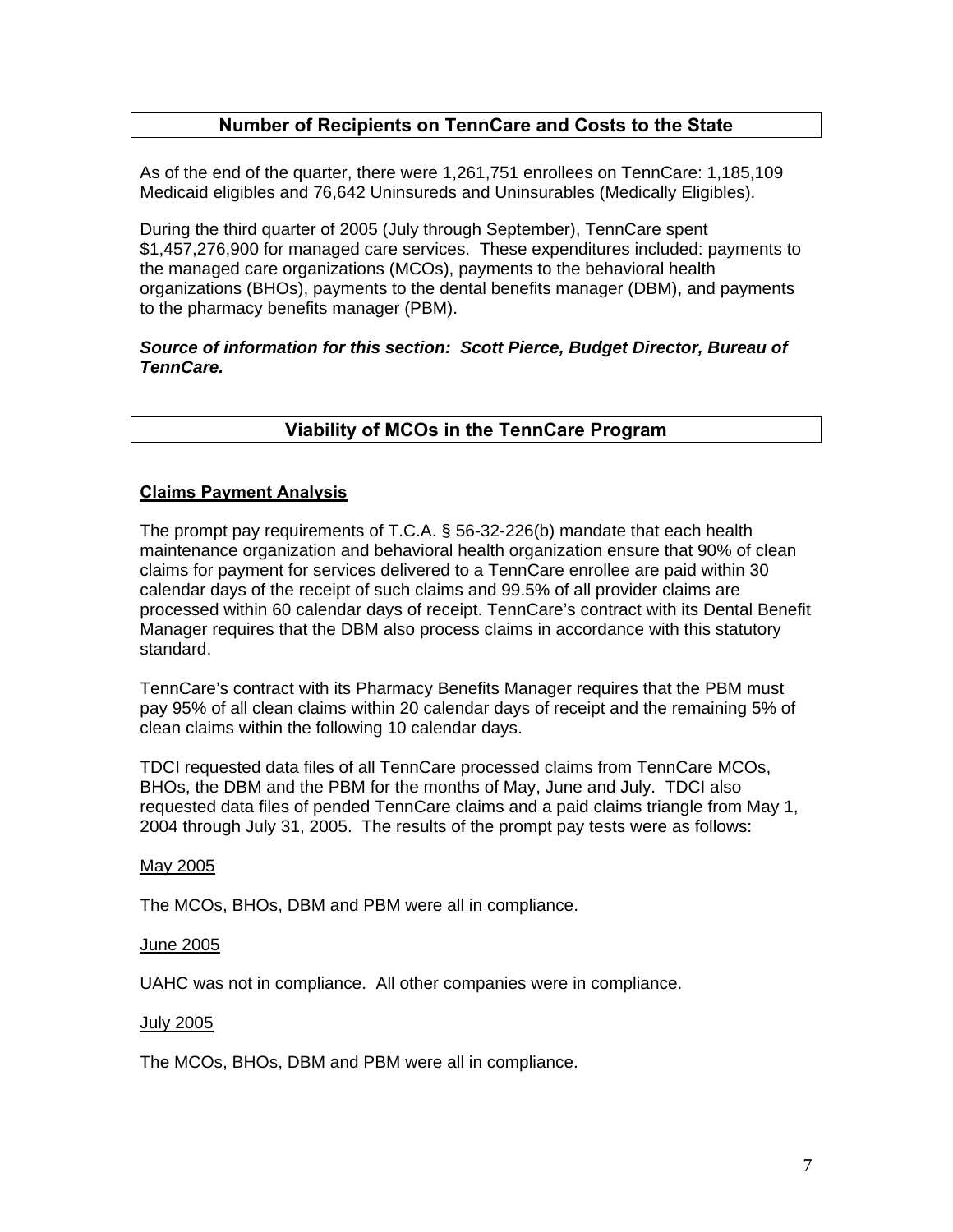## Number of Recipients on TennCare and Costs to the State

As of the end of the quarter, there were 1,261,751 enrollees on TennCare: 1,185,109 Medicaid eligibles and 76,642 Uninsureds and Uninsurables (Medically Eligibles).

During the third quarter of 2005 (July through September), TennCare spent $1,457,276,900 for managed care services. These expenditures included: payments to the managed care organizations (MCOs), payments to the behavioral health organizations (BHOs), payments to the dental benefits manager (DBM), and payments to the pharmacy benefits manager (PBM).

***Source of information for this section: Scott Pierce, Budget Director, Bureau of TennCare.***

## Viability of MCOs in the TennCare Program

### Claims Payment Analysis

The prompt pay requirements of T.C.A. § 56-32-226(b) mandate that each health maintenance organization and behavioral health organization ensure that 90% of clean claims for payment for services delivered to a TennCare enrollee are paid within 30 calendar days of the receipt of such claims and 99.5% of all provider claims are processed within 60 calendar days of receipt. TennCare's contract with its Dental Benefit Manager requires that the DBM also process claims in accordance with this statutory standard.

TennCare's contract with its Pharmacy Benefits Manager requires that the PBM must pay 95% of all clean claims within 20 calendar days of receipt and the remaining 5% of clean claims within the following 10 calendar days.

TDCI requested data files of all TennCare processed claims from TennCare MCOs, BHOs, the DBM and the PBM for the months of May, June and July. TDCI also requested data files of pended TennCare claims and a paid claims triangle from May 1, 2004 through July 31, 2005. The results of the prompt pay tests were as follows:

May 2005

The MCOs, BHOs, DBM and PBM were all in compliance.

June 2005

UAHC was not in compliance. All other companies were in compliance.

July 2005

The MCOs, BHOs, DBM and PBM were all in compliance.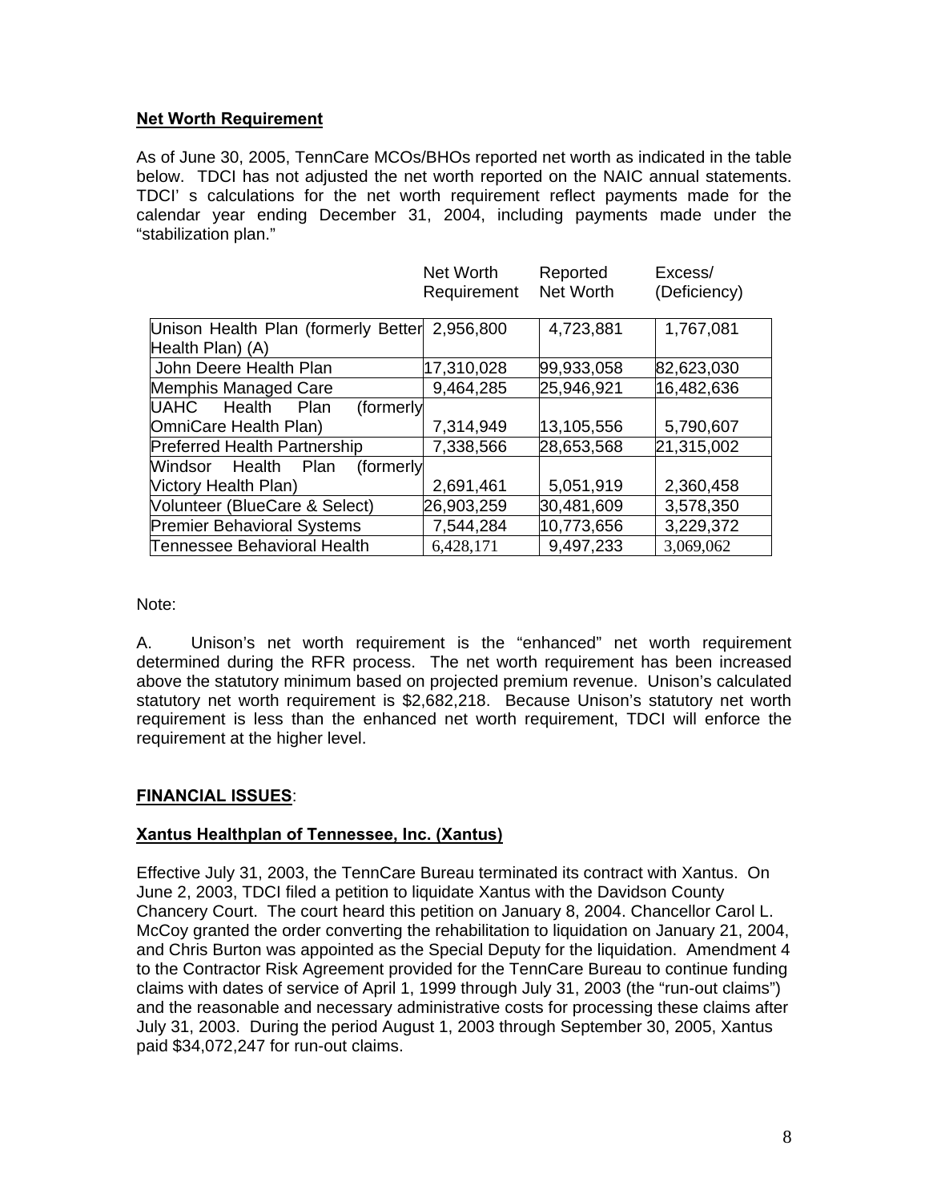**Net Worth Requirement**

As of June 30, 2005, TennCare MCOs/BHOs reported net worth as indicated in the table below. TDCI has not adjusted the net worth reported on the NAIC annual statements. TDCI' s calculations for the net worth requirement reflect payments made for the calendar year ending December 31, 2004, including payments made under the "stabilization plan."

| | Net Worth Requirement | Reported Net Worth | Excess/ (Deficiency) |
|---|---|---|---|
| Unison Health Plan (formerly Better Health Plan) (A) | 2,956,800 | 4,723,881 | 1,767,081 |
| John Deere Health Plan | 17,310,028 | 99,933,058 | 82,623,030 |
| Memphis Managed Care | 9,464,285 | 25,946,921 | 16,482,636 |
| UAHC Health Plan (formerly OmniCare Health Plan) | 7,314,949 | 13,105,556 | 5,790,607 |
| Preferred Health Partnership | 7,338,566 | 28,653,568 | 21,315,002 |
| Windsor Health Plan (formerly Victory Health Plan) | 2,691,461 | 5,051,919 | 2,360,458 |
| Volunteer (BlueCare & Select) | 26,903,259 | 30,481,609 | 3,578,350 |
| Premier Behavioral Systems | 7,544,284 | 10,773,656 | 3,229,372 |
| Tennessee Behavioral Health | 6,428,171 | 9,497,233 | 3,069,062 |

Note:

A. Unison's net worth requirement is the "enhanced" net worth requirement determined during the RFR process. The net worth requirement has been increased above the statutory minimum based on projected premium revenue. Unison's calculated statutory net worth requirement is $2,682,218. Because Unison's statutory net worth requirement is less than the enhanced net worth requirement, TDCI will enforce the requirement at the higher level.

**FINANCIAL ISSUES**:

**Xantus Healthplan of Tennessee, Inc. (Xantus)**

Effective July 31, 2003, the TennCare Bureau terminated its contract with Xantus. On June 2, 2003, TDCI filed a petition to liquidate Xantus with the Davidson County Chancery Court. The court heard this petition on January 8, 2004. Chancellor Carol L. McCoy granted the order converting the rehabilitation to liquidation on January 21, 2004, and Chris Burton was appointed as the Special Deputy for the liquidation. Amendment 4 to the Contractor Risk Agreement provided for the TennCare Bureau to continue funding claims with dates of service of April 1, 1999 through July 31, 2003 (the "run-out claims") and the reasonable and necessary administrative costs for processing these claims after July 31, 2003. During the period August 1, 2003 through September 30, 2005, Xantus paid $34,072,247 for run-out claims.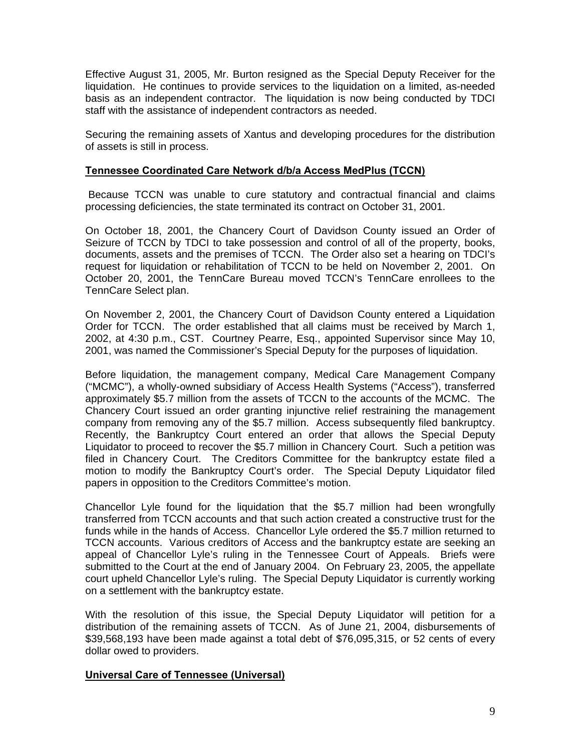Effective August 31, 2005, Mr. Burton resigned as the Special Deputy Receiver for the liquidation. He continues to provide services to the liquidation on a limited, as-needed basis as an independent contractor. The liquidation is now being conducted by TDCI staff with the assistance of independent contractors as needed.

Securing the remaining assets of Xantus and developing procedures for the distribution of assets is still in process.

**Tennessee Coordinated Care Network d/b/a Access MedPlus (TCCN)**

Because TCCN was unable to cure statutory and contractual financial and claims processing deficiencies, the state terminated its contract on October 31, 2001.

On October 18, 2001, the Chancery Court of Davidson County issued an Order of Seizure of TCCN by TDCI to take possession and control of all of the property, books, documents, assets and the premises of TCCN. The Order also set a hearing on TDCI's request for liquidation or rehabilitation of TCCN to be held on November 2, 2001. On October 20, 2001, the TennCare Bureau moved TCCN's TennCare enrollees to the TennCare Select plan.

On November 2, 2001, the Chancery Court of Davidson County entered a Liquidation Order for TCCN. The order established that all claims must be received by March 1, 2002, at 4:30 p.m., CST. Courtney Pearre, Esq., appointed Supervisor since May 10, 2001, was named the Commissioner's Special Deputy for the purposes of liquidation.

Before liquidation, the management company, Medical Care Management Company ("MCMC"), a wholly-owned subsidiary of Access Health Systems ("Access"), transferred approximately $5.7 million from the assets of TCCN to the accounts of the MCMC. The Chancery Court issued an order granting injunctive relief restraining the management company from removing any of the $5.7 million. Access subsequently filed bankruptcy. Recently, the Bankruptcy Court entered an order that allows the Special Deputy Liquidator to proceed to recover the $5.7 million in Chancery Court. Such a petition was filed in Chancery Court. The Creditors Committee for the bankruptcy estate filed a motion to modify the Bankruptcy Court's order. The Special Deputy Liquidator filed papers in opposition to the Creditors Committee's motion.

Chancellor Lyle found for the liquidation that the $5.7 million had been wrongfully transferred from TCCN accounts and that such action created a constructive trust for the funds while in the hands of Access. Chancellor Lyle ordered the $5.7 million returned to TCCN accounts. Various creditors of Access and the bankruptcy estate are seeking an appeal of Chancellor Lyle's ruling in the Tennessee Court of Appeals. Briefs were submitted to the Court at the end of January 2004. On February 23, 2005, the appellate court upheld Chancellor Lyle's ruling. The Special Deputy Liquidator is currently working on a settlement with the bankruptcy estate.

With the resolution of this issue, the Special Deputy Liquidator will petition for a distribution of the remaining assets of TCCN. As of June 21, 2004, disbursements of $39,568,193 have been made against a total debt of $76,095,315, or 52 cents of every dollar owed to providers.

**Universal Care of Tennessee (Universal)**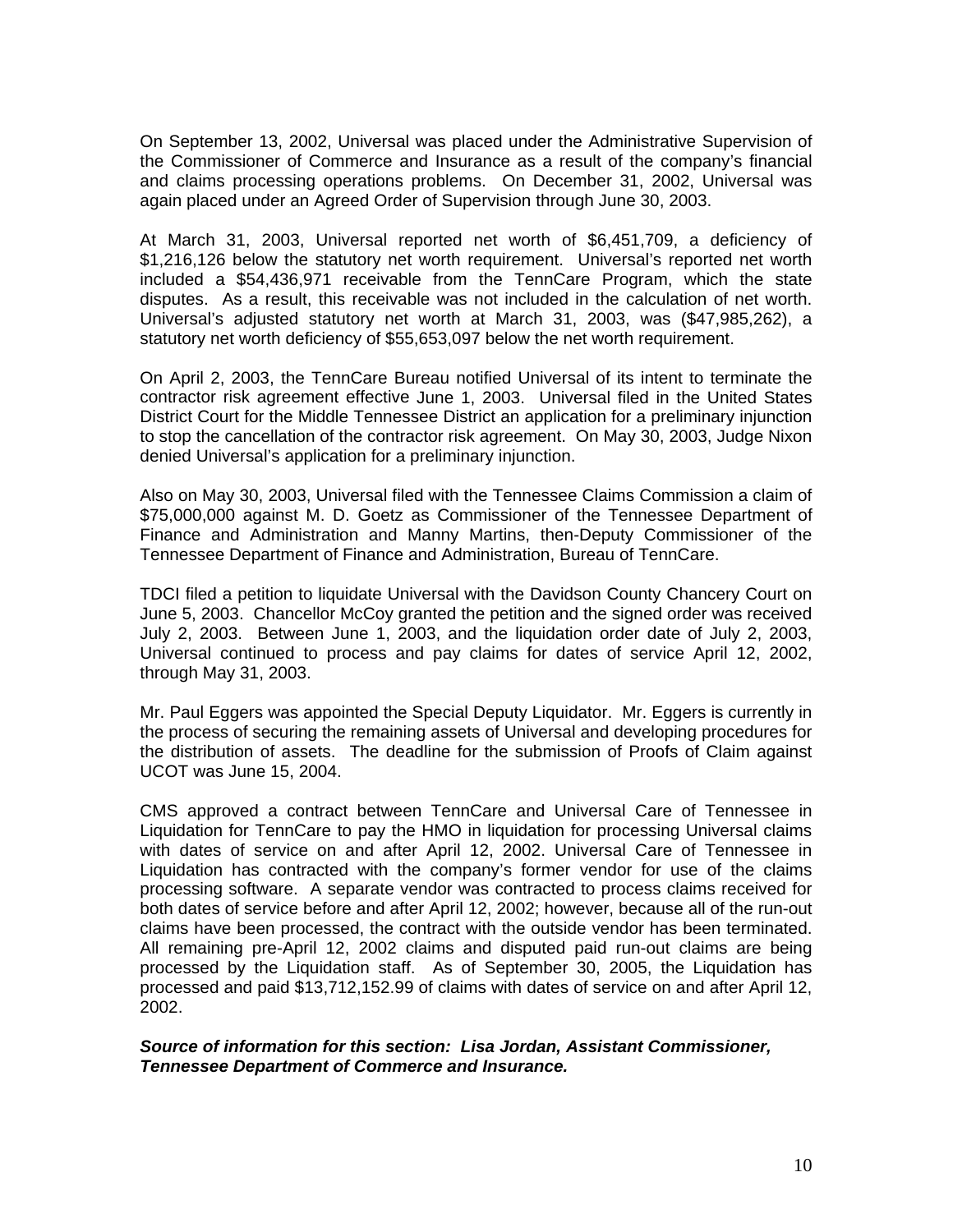On September 13, 2002, Universal was placed under the Administrative Supervision of the Commissioner of Commerce and Insurance as a result of the company's financial and claims processing operations problems. On December 31, 2002, Universal was again placed under an Agreed Order of Supervision through June 30, 2003.

At March 31, 2003, Universal reported net worth of $6,451,709, a deficiency of $1,216,126 below the statutory net worth requirement. Universal's reported net worth included a $54,436,971 receivable from the TennCare Program, which the state disputes. As a result, this receivable was not included in the calculation of net worth. Universal's adjusted statutory net worth at March 31, 2003, was ($47,985,262), a statutory net worth deficiency of $55,653,097 below the net worth requirement.

On April 2, 2003, the TennCare Bureau notified Universal of its intent to terminate the contractor risk agreement effective June 1, 2003. Universal filed in the United States District Court for the Middle Tennessee District an application for a preliminary injunction to stop the cancellation of the contractor risk agreement. On May 30, 2003, Judge Nixon denied Universal's application for a preliminary injunction.

Also on May 30, 2003, Universal filed with the Tennessee Claims Commission a claim of $75,000,000 against M. D. Goetz as Commissioner of the Tennessee Department of Finance and Administration and Manny Martins, then-Deputy Commissioner of the Tennessee Department of Finance and Administration, Bureau of TennCare.

TDCI filed a petition to liquidate Universal with the Davidson County Chancery Court on June 5, 2003. Chancellor McCoy granted the petition and the signed order was received July 2, 2003. Between June 1, 2003, and the liquidation order date of July 2, 2003, Universal continued to process and pay claims for dates of service April 12, 2002, through May 31, 2003.

Mr. Paul Eggers was appointed the Special Deputy Liquidator. Mr. Eggers is currently in the process of securing the remaining assets of Universal and developing procedures for the distribution of assets. The deadline for the submission of Proofs of Claim against UCOT was June 15, 2004.

CMS approved a contract between TennCare and Universal Care of Tennessee in Liquidation for TennCare to pay the HMO in liquidation for processing Universal claims with dates of service on and after April 12, 2002. Universal Care of Tennessee in Liquidation has contracted with the company's former vendor for use of the claims processing software. A separate vendor was contracted to process claims received for both dates of service before and after April 12, 2002; however, because all of the run-out claims have been processed, the contract with the outside vendor has been terminated. All remaining pre-April 12, 2002 claims and disputed paid run-out claims are being processed by the Liquidation staff. As of September 30, 2005, the Liquidation has processed and paid $13,712,152.99 of claims with dates of service on and after April 12, 2002.

***Source of information for this section: Lisa Jordan, Assistant Commissioner, Tennessee Department of Commerce and Insurance.***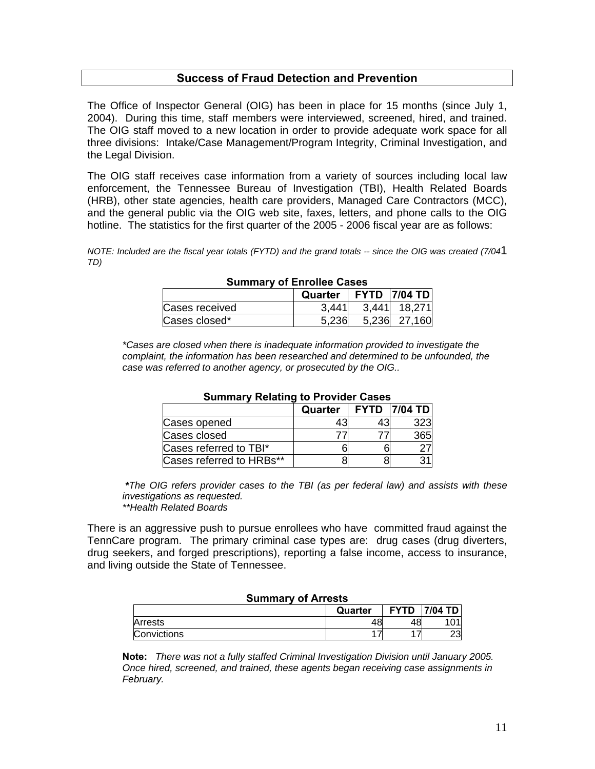## Success of Fraud Detection and Prevention

The Office of Inspector General (OIG) has been in place for 15 months (since July 1, 2004). During this time, staff members were interviewed, screened, hired, and trained. The OIG staff moved to a new location in order to provide adequate work space for all three divisions: Intake/Case Management/Program Integrity, Criminal Investigation, and the Legal Division.

The OIG staff receives case information from a variety of sources including local law enforcement, the Tennessee Bureau of Investigation (TBI), Health Related Boards (HRB), other state agencies, health care providers, Managed Care Contractors (MCC), and the general public via the OIG web site, faxes, letters, and phone calls to the OIG hotline. The statistics for the first quarter of the 2005 - 2006 fiscal year are as follows:

*NOTE: Included are the fiscal year totals (FYTD) and the grand totals -- since the OIG was created (7/04 TD)*[1]

**Summary of Enrollee Cases**

| | Quarter | FYTD | 7/04 TD |
|---|---|---|---|
| Cases received | 3,441 | 3,441 | 18,271 |
| Cases closed* | 5,236 | 5,236 | 27,160 |

*\*Cases are closed when there is inadequate information provided to investigate the complaint, the information has been researched and determined to be unfounded, the case was referred to another agency, or prosecuted by the OIG..*

**Summary Relating to Provider Cases**

| | Quarter | FYTD | 7/04 TD |
|---|---|---|---|
| Cases opened | 43 | 43 | 323 |
| Cases closed | 77 | 77 | 365 |
| Cases referred to TBI* | 6 | 6 | 27 |
| Cases referred to HRBs** | 8 | 8 | 31 |

***\****The OIG refers provider cases to the TBI (as per federal law) and assists with these investigations as requested.*
*\*\*Health Related Boards*

There is an aggressive push to pursue enrollees who have committed fraud against the TennCare program. The primary criminal case types are: drug cases (drug diverters, drug seekers, and forged prescriptions), reporting a false income, access to insurance, and living outside the State of Tennessee.

**Summary of Arrests**

| | Quarter | FYTD | 7/04 TD |
|---|---|---|---|
| Arrests | 48 | 48 | 101 |
| Convictions | 17 | 17 | 23 |

**Note:** *There was not a fully staffed Criminal Investigation Division until January 2005. Once hired, screened, and trained, these agents began receiving case assignments in February.*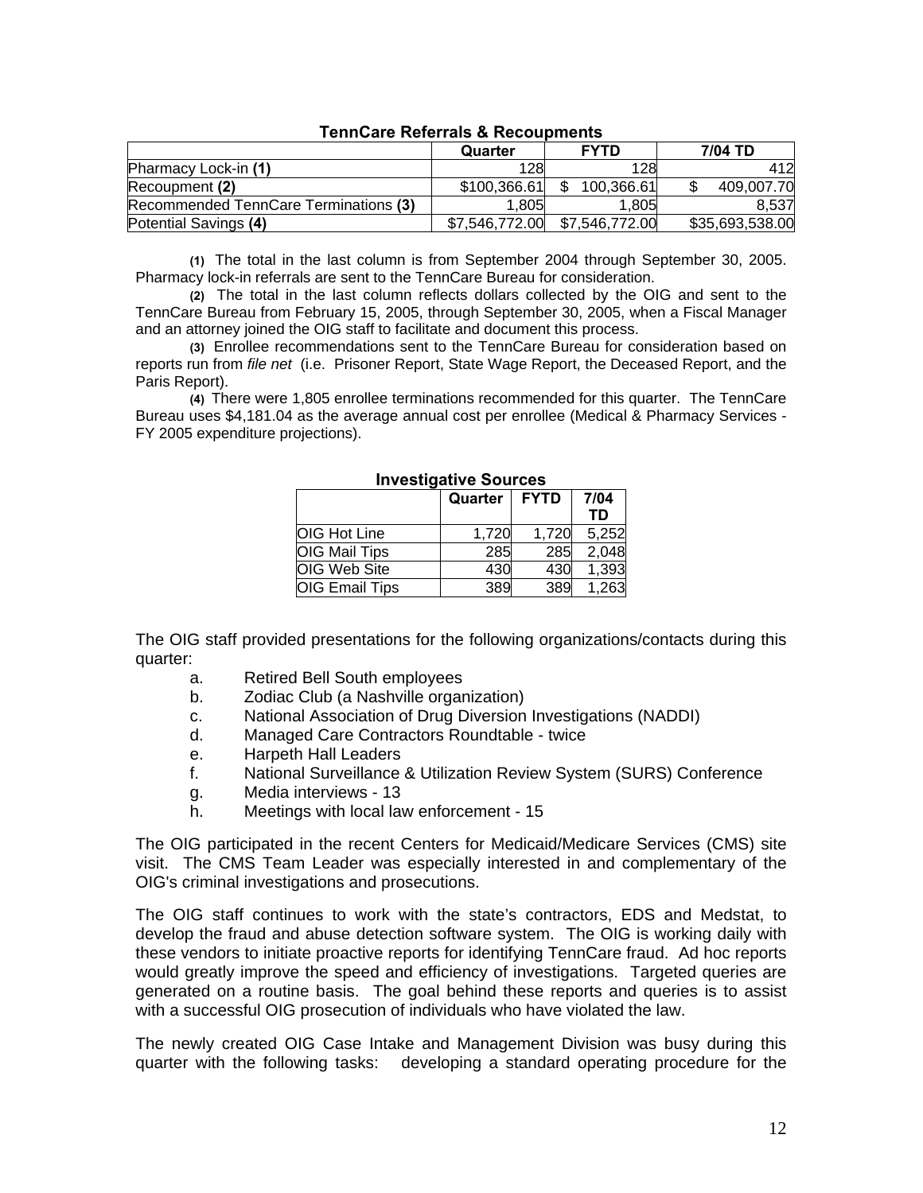**TennCare Referrals & Recoupments**

| | Quarter | FYTD | 7/04 TD |
|---|---|---|---|
| Pharmacy Lock-in **(1)** | 128 | 128 | 412 |
| Recoupment **(2)** | $100,366.61 | $ 100,366.61 | $ 409,007.70 |
| Recommended TennCare Terminations **(3)** | 1,805 | 1,805 | 8,537 |
| Potential Savings **(4)** | $7,546,772.00 | $7,546,772.00 | $35,693,538.00 |

**(1)** The total in the last column is from September 2004 through September 30, 2005. Pharmacy lock-in referrals are sent to the TennCare Bureau for consideration.

**(2)** The total in the last column reflects dollars collected by the OIG and sent to the TennCare Bureau from February 15, 2005, through September 30, 2005, when a Fiscal Manager and an attorney joined the OIG staff to facilitate and document this process.

**(3)** Enrollee recommendations sent to the TennCare Bureau for consideration based on reports run from *file net* (i.e. Prisoner Report, State Wage Report, the Deceased Report, and the Paris Report).

**(4)** There were 1,805 enrollee terminations recommended for this quarter. The TennCare Bureau uses $4,181.04 as the average annual cost per enrollee (Medical & Pharmacy Services - FY 2005 expenditure projections).

**Investigative Sources**

| | Quarter | FYTD | 7/04 TD |
|---|---|---|---|
| OIG Hot Line | 1,720 | 1,720 | 5,252 |
| OIG Mail Tips | 285 | 285 | 2,048 |
| OIG Web Site | 430 | 430 | 1,393 |
| OIG Email Tips | 389 | 389 | 1,263 |

The OIG staff provided presentations for the following organizations/contacts during this quarter:

a. Retired Bell South employees
b. Zodiac Club (a Nashville organization)
c. National Association of Drug Diversion Investigations (NADDI)
d. Managed Care Contractors Roundtable - twice
e. Harpeth Hall Leaders
f. National Surveillance & Utilization Review System (SURS) Conference
g. Media interviews - 13
h. Meetings with local law enforcement - 15

The OIG participated in the recent Centers for Medicaid/Medicare Services (CMS) site visit. The CMS Team Leader was especially interested in and complementary of the OIG's criminal investigations and prosecutions.

The OIG staff continues to work with the state's contractors, EDS and Medstat, to develop the fraud and abuse detection software system. The OIG is working daily with these vendors to initiate proactive reports for identifying TennCare fraud. Ad hoc reports would greatly improve the speed and efficiency of investigations. Targeted queries are generated on a routine basis. The goal behind these reports and queries is to assist with a successful OIG prosecution of individuals who have violated the law.

The newly created OIG Case Intake and Management Division was busy during this quarter with the following tasks: developing a standard operating procedure for the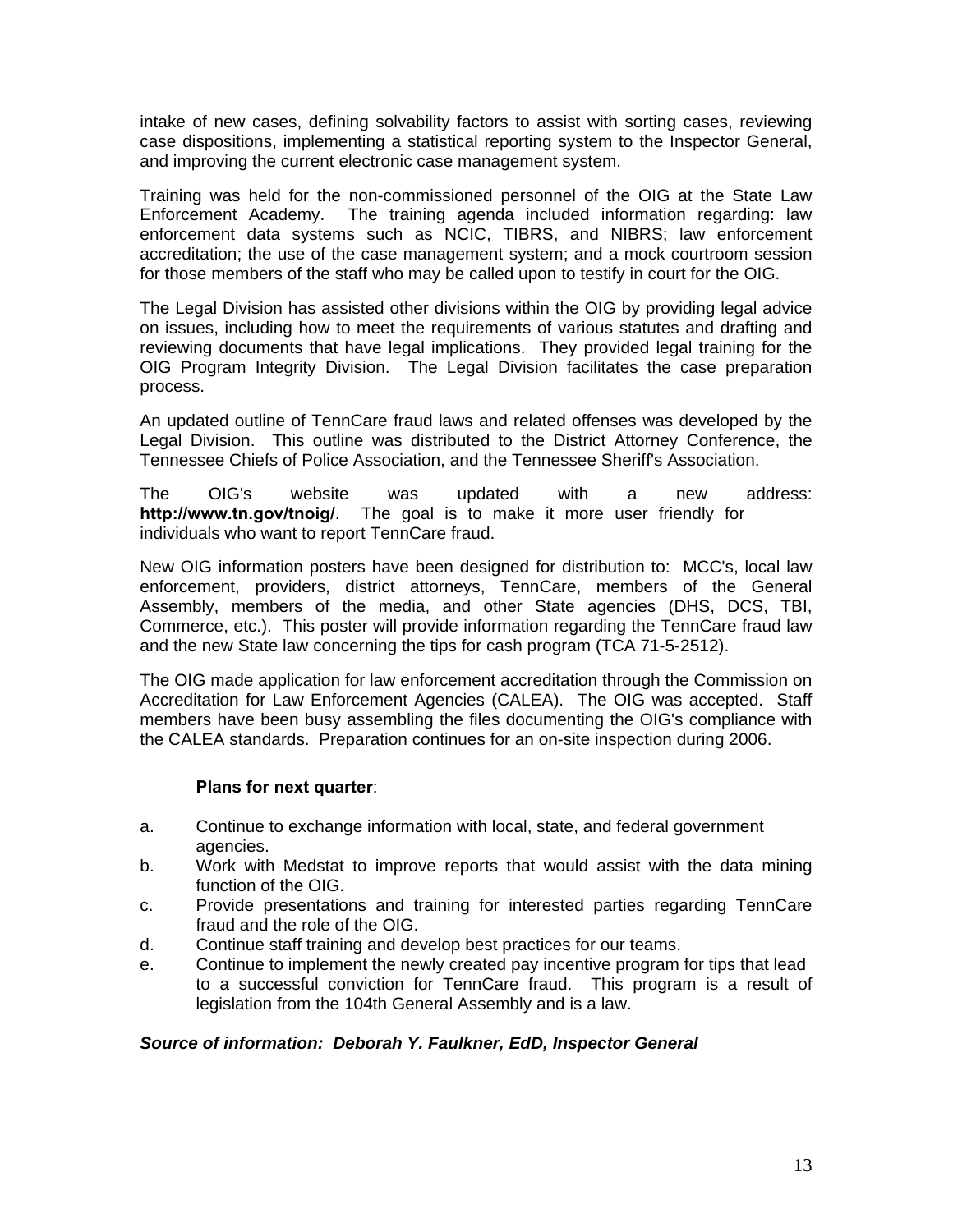intake of new cases, defining solvability factors to assist with sorting cases, reviewing case dispositions, implementing a statistical reporting system to the Inspector General, and improving the current electronic case management system.

Training was held for the non-commissioned personnel of the OIG at the State Law Enforcement Academy. The training agenda included information regarding: law enforcement data systems such as NCIC, TIBRS, and NIBRS; law enforcement accreditation; the use of the case management system; and a mock courtroom session for those members of the staff who may be called upon to testify in court for the OIG.

The Legal Division has assisted other divisions within the OIG by providing legal advice on issues, including how to meet the requirements of various statutes and drafting and reviewing documents that have legal implications. They provided legal training for the OIG Program Integrity Division. The Legal Division facilitates the case preparation process.

An updated outline of TennCare fraud laws and related offenses was developed by the Legal Division. This outline was distributed to the District Attorney Conference, the Tennessee Chiefs of Police Association, and the Tennessee Sheriff's Association.

The OIG's website was updated with a new address: **http://www.tn.gov/tnoig/**. The goal is to make it more user friendly for individuals who want to report TennCare fraud.

New OIG information posters have been designed for distribution to: MCC's, local law enforcement, providers, district attorneys, TennCare, members of the General Assembly, members of the media, and other State agencies (DHS, DCS, TBI, Commerce, etc.). This poster will provide information regarding the TennCare fraud law and the new State law concerning the tips for cash program (TCA 71-5-2512).

The OIG made application for law enforcement accreditation through the Commission on Accreditation for Law Enforcement Agencies (CALEA). The OIG was accepted. Staff members have been busy assembling the files documenting the OIG's compliance with the CALEA standards. Preparation continues for an on-site inspection during 2006.

**Plans for next quarter**:

a. Continue to exchange information with local, state, and federal government agencies.
b. Work with Medstat to improve reports that would assist with the data mining function of the OIG.
c. Provide presentations and training for interested parties regarding TennCare fraud and the role of the OIG.
d. Continue staff training and develop best practices for our teams.
e. Continue to implement the newly created pay incentive program for tips that lead to a successful conviction for TennCare fraud. This program is a result of legislation from the 104th General Assembly and is a law.

***Source of information: Deborah Y. Faulkner, EdD, Inspector General***